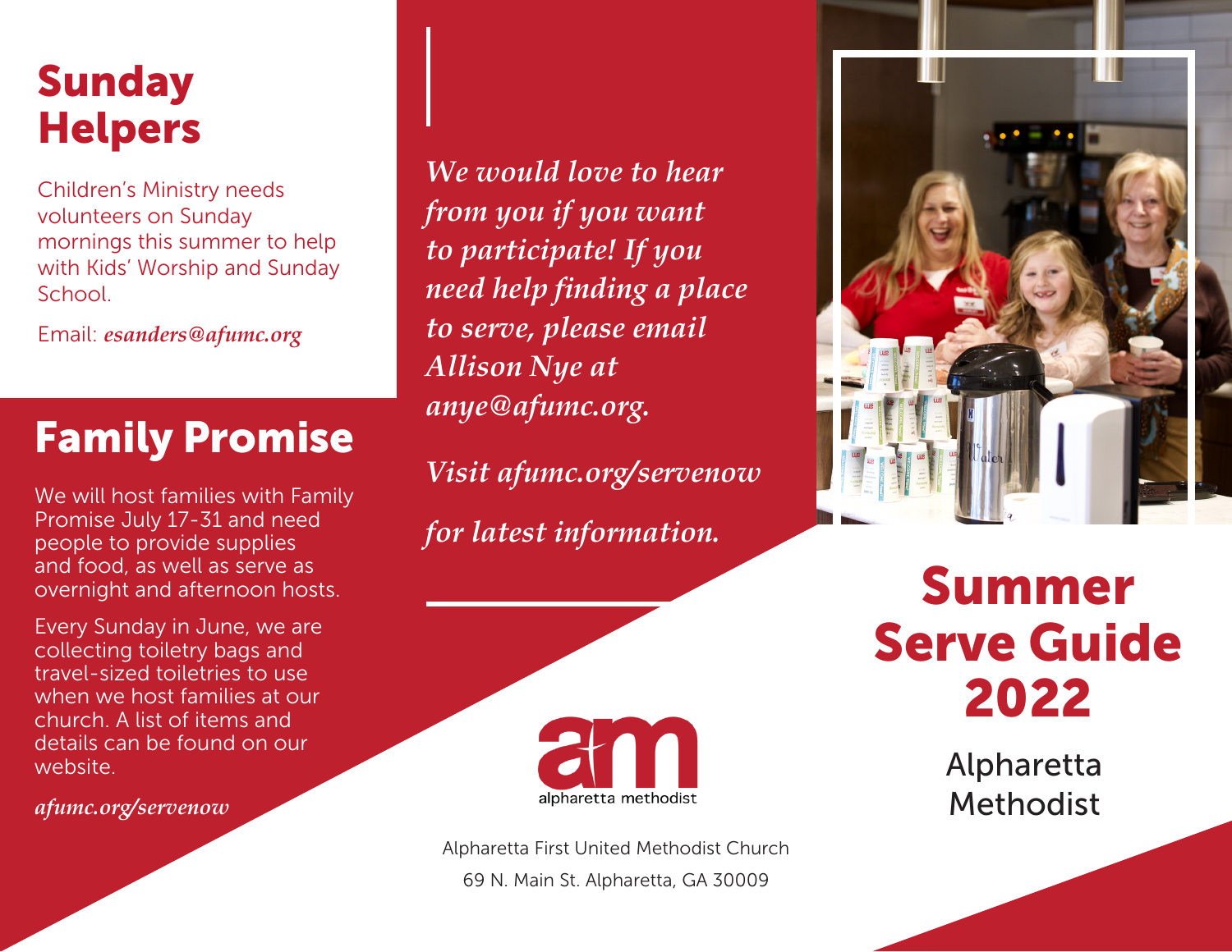# Sunday Helpers

Children's Ministry needs volunteers on Sunday mornings this summer to help with Kids' Worship and Sunday School.

Email: ***esanders@afumc.org***

# Family Promise

We will host families with Family Promise July 17-31 and need people to provide supplies and food, as well as serve as overnight and afternoon hosts.

Every Sunday in June, we are collecting toiletry bags and travel-sized toiletries to use when we host families at our church. A list of items and details can be found on our website.

***afumc.org/servenow***

***We would love to hear from you if you want to participate! If you need help finding a place to serve, please email Allison Nye at anye@afumc.org.***

***Visit afumc.org/servenow for latest information.***

alpharetta methodist

Alpharetta First United Methodist Church
69 N. Main St. Alpharetta, GA 30009

# Summer Serve Guide 2022

Alpharetta Methodist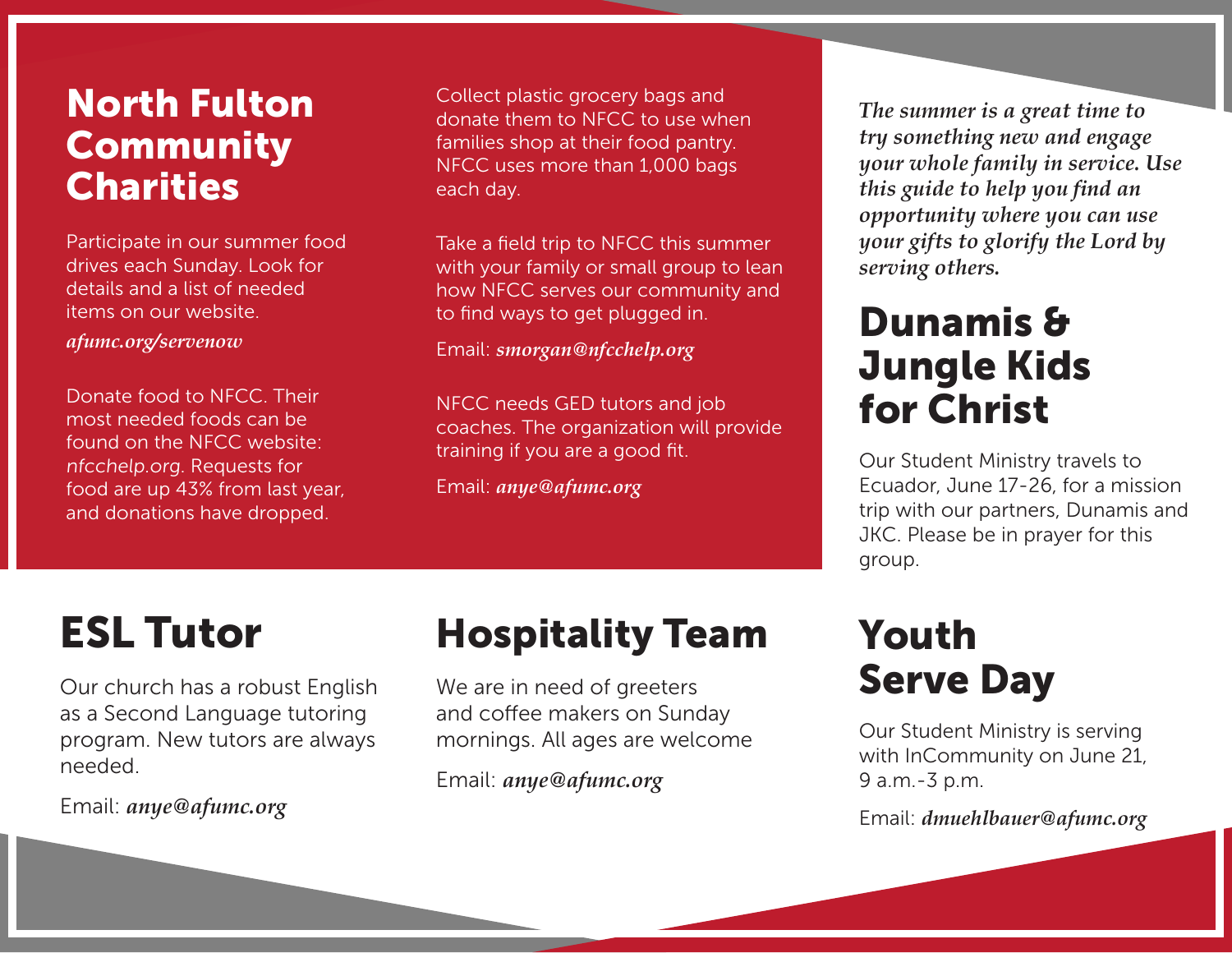# North Fulton Community Charities

Participate in our summer food drives each Sunday. Look for details and a list of needed items on our website.

*afumc.org/servenow*

Donate food to NFCC. Their most needed foods can be found on the NFCC website: *nfcchelp.org*. Requests for food are up 43% from last year, and donations have dropped.

Collect plastic grocery bags and donate them to NFCC to use when families shop at their food pantry. NFCC uses more than 1,000 bags each day.

Take a field trip to NFCC this summer with your family or small group to lean how NFCC serves our community and to find ways to get plugged in.

Email: *smorgan@nfcchelp.org*

NFCC needs GED tutors and job coaches. The organization will provide training if you are a good fit.

Email: *anye@afumc.org*

*The summer is a great time to try something new and engage your whole family in service. Use this guide to help you find an opportunity where you can use your gifts to glorify the Lord by serving others.*

# Dunamis & Jungle Kids for Christ

Our Student Ministry travels to Ecuador, June 17-26, for a mission trip with our partners, Dunamis and JKC. Please be in prayer for this group.

# ESL Tutor

Our church has a robust English as a Second Language tutoring program. New tutors are always needed.

Email: *anye@afumc.org*

# Hospitality Team

We are in need of greeters and coffee makers on Sunday mornings. All ages are welcome

Email: *anye@afumc.org*

# Youth Serve Day

Our Student Ministry is serving with InCommunity on June 21, 9 a.m.-3 p.m.

Email: *dmuehlbauer@afumc.org*